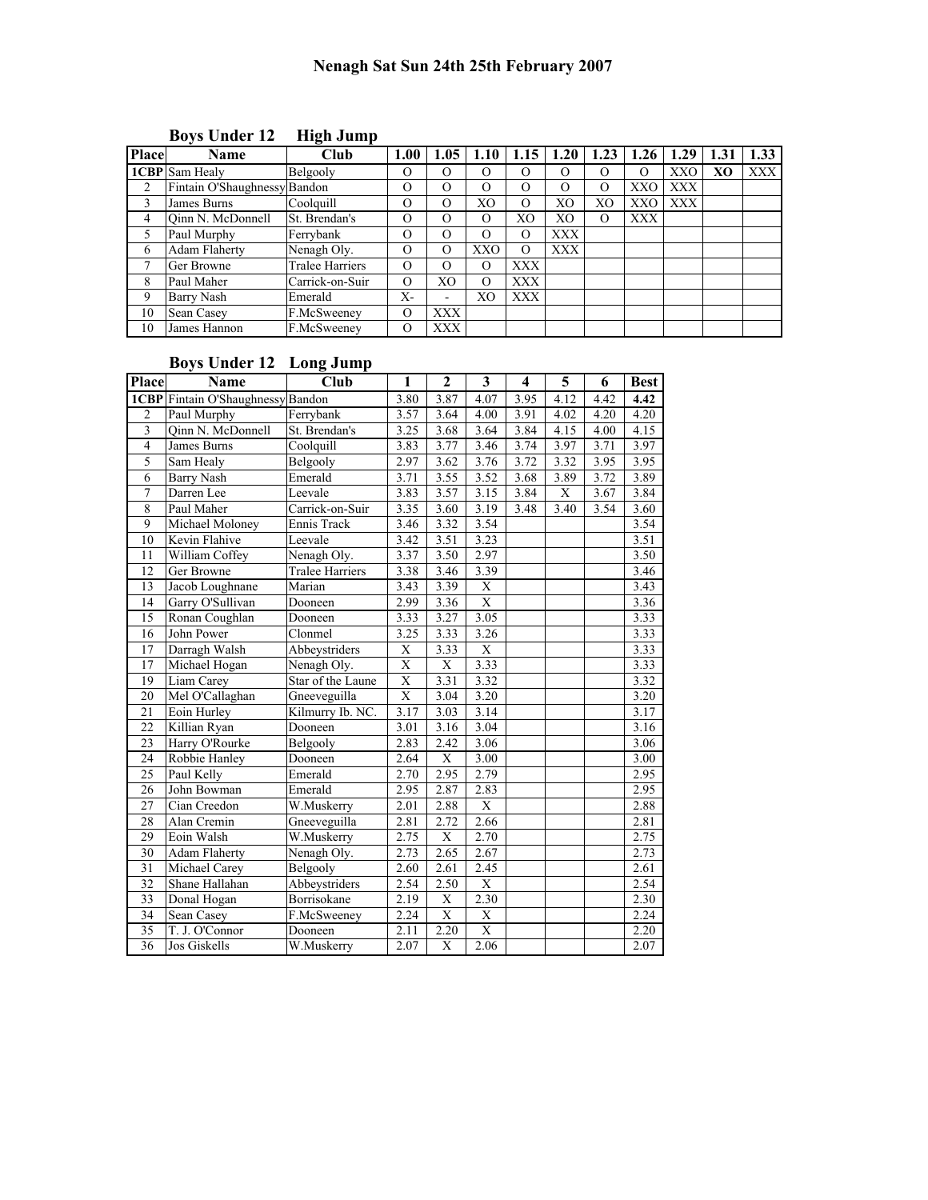# Nenagh Sat Sun 24th 25th February 2007

## Boys Under 12 High Jump

| Place | Name | Club | 1.00 | 1.05 | 1.10 | 1.15 | 1.20 | 1.23 | 1.26 | 1.29 | 1.31 | 1.33 |
|---|---|---|---|---|---|---|---|---|---|---|---|---|
| **1CBP** | Sam Healy | Belgooly | O | O | O | O | O | O | O | XXO | **XO** | XXX |
| 2 | Fintain O'Shaughnessy | Bandon | O | O | O | O | O | O | XXO | XXX | | |
| 3 | James Burns | Coolquill | O | O | XO | O | XO | XO | XXO | XXX | | |
| 4 | Qinn N. McDonnell | St. Brendan's | O | O | O | XO | XO | O | XXX | | | |
| 5 | Paul Murphy | Ferrybank | O | O | O | O | XXX | | | | | |
| 6 | Adam Flaherty | Nenagh Oly. | O | O | XXO | O | XXX | | | | | |
| 7 | Ger Browne | Tralee Harriers | O | O | O | XXX | | | | | | |
| 8 | Paul Maher | Carrick-on-Suir | O | XO | O | XXX | | | | | | |
| 9 | Barry Nash | Emerald | X- | - | XO | XXX | | | | | | |
| 10 | Sean Casey | F.McSweeney | O | XXX | | | | | | | | |
| 10 | James Hannon | F.McSweeney | O | XXX | | | | | | | | |

## Boys Under 12 Long Jump

| Place | Name | Club | 1 | 2 | 3 | 4 | 5 | 6 | Best |
|---|---|---|---|---|---|---|---|---|---|
| **1CBP** | Fintain O'Shaughnessy | Bandon | 3.80 | 3.87 | 4.07 | 3.95 | 4.12 | 4.42 | **4.42** |
| 2 | Paul Murphy | Ferrybank | 3.57 | 3.64 | 4.00 | 3.91 | 4.02 | 4.20 | 4.20 |
| 3 | Qinn N. McDonnell | St. Brendan's | 3.25 | 3.68 | 3.64 | 3.84 | 4.15 | 4.00 | 4.15 |
| 4 | James Burns | Coolquill | 3.83 | 3.77 | 3.46 | 3.74 | 3.97 | 3.71 | 3.97 |
| 5 | Sam Healy | Belgooly | 2.97 | 3.62 | 3.76 | 3.72 | 3.32 | 3.95 | 3.95 |
| 6 | Barry Nash | Emerald | 3.71 | 3.55 | 3.52 | 3.68 | 3.89 | 3.72 | 3.89 |
| 7 | Darren Lee | Leevale | 3.83 | 3.57 | 3.15 | 3.84 | X | 3.67 | 3.84 |
| 8 | Paul Maher | Carrick-on-Suir | 3.35 | 3.60 | 3.19 | 3.48 | 3.40 | 3.54 | 3.60 |
| 9 | Michael Moloney | Ennis Track | 3.46 | 3.32 | 3.54 | | | | 3.54 |
| 10 | Kevin Flahive | Leevale | 3.42 | 3.51 | 3.23 | | | | 3.51 |
| 11 | William Coffey | Nenagh Oly. | 3.37 | 3.50 | 2.97 | | | | 3.50 |
| 12 | Ger Browne | Tralee Harriers | 3.38 | 3.46 | 3.39 | | | | 3.46 |
| 13 | Jacob Loughnane | Marian | 3.43 | 3.39 | X | | | | 3.43 |
| 14 | Garry O'Sullivan | Dooneen | 2.99 | 3.36 | X | | | | 3.36 |
| 15 | Ronan Coughlan | Dooneen | 3.33 | 3.27 | 3.05 | | | | 3.33 |
| 16 | John Power | Clonmel | 3.25 | 3.33 | 3.26 | | | | 3.33 |
| 17 | Darragh Walsh | Abbeystriders | X | 3.33 | X | | | | 3.33 |
| 17 | Michael Hogan | Nenagh Oly. | X | X | 3.33 | | | | 3.33 |
| 19 | Liam Carey | Star of the Laune | X | 3.31 | 3.32 | | | | 3.32 |
| 20 | Mel O'Callaghan | Gneeveguilla | X | 3.04 | 3.20 | | | | 3.20 |
| 21 | Eoin Hurley | Kilmurry Ib. NC. | 3.17 | 3.03 | 3.14 | | | | 3.17 |
| 22 | Killian Ryan | Dooneen | 3.01 | 3.16 | 3.04 | | | | 3.16 |
| 23 | Harry O'Rourke | Belgooly | 2.83 | 2.42 | 3.06 | | | | 3.06 |
| 24 | Robbie Hanley | Dooneen | 2.64 | X | 3.00 | | | | 3.00 |
| 25 | Paul Kelly | Emerald | 2.70 | 2.95 | 2.79 | | | | 2.95 |
| 26 | John Bowman | Emerald | 2.95 | 2.87 | 2.83 | | | | 2.95 |
| 27 | Cian Creedon | W.Muskerry | 2.01 | 2.88 | X | | | | 2.88 |
| 28 | Alan Cremin | Gneeveguilla | 2.81 | 2.72 | 2.66 | | | | 2.81 |
| 29 | Eoin Walsh | W.Muskerry | 2.75 | X | 2.70 | | | | 2.75 |
| 30 | Adam Flaherty | Nenagh Oly. | 2.73 | 2.65 | 2.67 | | | | 2.73 |
| 31 | Michael Carey | Belgooly | 2.60 | 2.61 | 2.45 | | | | 2.61 |
| 32 | Shane Hallahan | Abbeystriders | 2.54 | 2.50 | X | | | | 2.54 |
| 33 | Donal Hogan | Borrisokane | 2.19 | X | 2.30 | | | | 2.30 |
| 34 | Sean Casey | F.McSweeney | 2.24 | X | X | | | | 2.24 |
| 35 | T. J. O'Connor | Dooneen | 2.11 | 2.20 | X | | | | 2.20 |
| 36 | Jos Giskells | W.Muskerry | 2.07 | X | 2.06 | | | | 2.07 |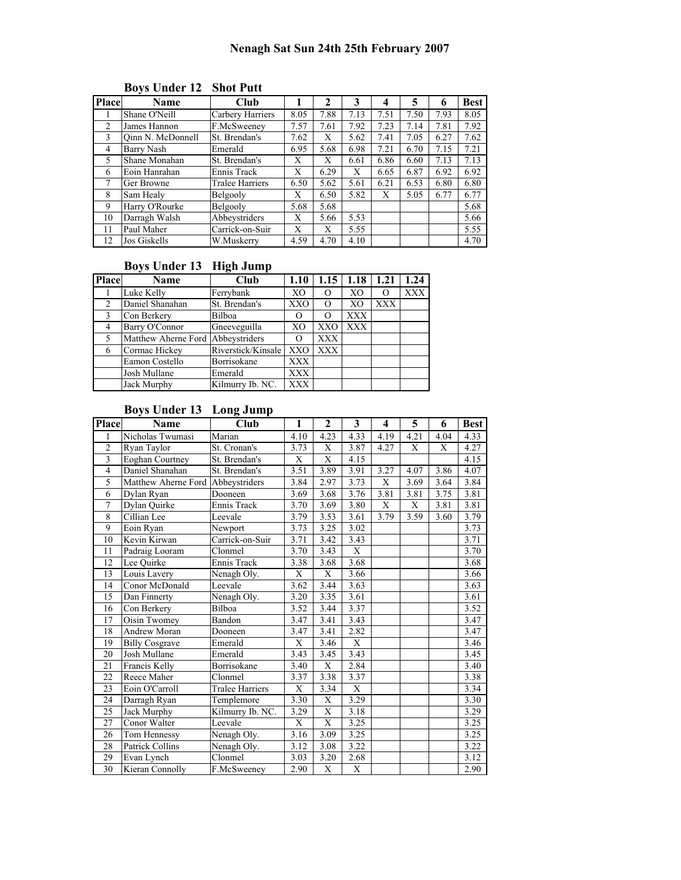# Nenagh Sat Sun 24th 25th February 2007

## Boys Under 12 Shot Putt

| Place | Name | Club | 1 | 2 | 3 | 4 | 5 | 6 | Best |
|---|---|---|---|---|---|---|---|---|---|
| 1 | Shane O'Neill | Carbery Harriers | 8.05 | 7.88 | 7.13 | 7.51 | 7.50 | 7.93 | 8.05 |
| 2 | James Hannon | F.McSweeney | 7.57 | 7.61 | 7.92 | 7.23 | 7.14 | 7.81 | 7.92 |
| 3 | Qinn N. McDonnell | St. Brendan's | 7.62 | X | 5.62 | 7.41 | 7.05 | 6.27 | 7.62 |
| 4 | Barry Nash | Emerald | 6.95 | 5.68 | 6.98 | 7.21 | 6.70 | 7.15 | 7.21 |
| 5 | Shane Monahan | St. Brendan's | X | X | 6.61 | 6.86 | 6.60 | 7.13 | 7.13 |
| 6 | Eoin Hanrahan | Ennis Track | X | 6.29 | X | 6.65 | 6.87 | 6.92 | 6.92 |
| 7 | Ger Browne | Tralee Harriers | 6.50 | 5.62 | 5.61 | 6.21 | 6.53 | 6.80 | 6.80 |
| 8 | Sam Healy | Belgooly | X | 6.50 | 5.82 | X | 5.05 | 6.77 | 6.77 |
| 9 | Harry O'Rourke | Belgooly | 5.68 | 5.68 | | | | | 5.68 |
| 10 | Darragh Walsh | Abbeystriders | X | 5.66 | 5.53 | | | | 5.66 |
| 11 | Paul Maher | Carrick-on-Suir | X | X | 5.55 | | | | 5.55 |
| 12 | Jos Giskells | W.Muskerry | 4.59 | 4.70 | 4.10 | | | | 4.70 |

## Boys Under 13 High Jump

| Place | Name | Club | 1.10 | 1.15 | 1.18 | 1.21 | 1.24 |
|---|---|---|---|---|---|---|---|
| 1 | Luke Kelly | Ferrybank | XO | O | XO | O | XXX |
| 2 | Daniel Shanahan | St. Brendan's | XXO | O | XO | XXX | |
| 3 | Con Berkery | Bilboa | O | O | XXX | | |
| 4 | Barry O'Connor | Gneeveguilla | XO | XXO | XXX | | |
| 5 | Matthew Aherne Ford | Abbeystriders | O | XXX | | | |
| 6 | Cormac Hickey | Riverstick/Kinsale | XXO | XXX | | | |
| | Eamon Costello | Borrisokane | XXX | | | | |
| | Josh Mullane | Emerald | XXX | | | | |
| | Jack Murphy | Kilmurry Ib. NC. | XXX | | | | |

## Boys Under 13 Long Jump

| Place | Name | Club | 1 | 2 | 3 | 4 | 5 | 6 | Best |
|---|---|---|---|---|---|---|---|---|---|
| 1 | Nicholas Twumasi | Marian | 4.10 | 4.23 | 4.33 | 4.19 | 4.21 | 4.04 | 4.33 |
| 2 | Ryan Taylor | St. Cronan's | 3.73 | X | 3.87 | 4.27 | X | X | 4.27 |
| 3 | Eoghan Courtney | St. Brendan's | X | X | 4.15 | | | | 4.15 |
| 4 | Daniel Shanahan | St. Brendan's | 3.51 | 3.89 | 3.91 | 3.27 | 4.07 | 3.86 | 4.07 |
| 5 | Matthew Aherne Ford | Abbeystriders | 3.84 | 2.97 | 3.73 | X | 3.69 | 3.64 | 3.84 |
| 6 | Dylan Ryan | Dooneen | 3.69 | 3.68 | 3.76 | 3.81 | 3.81 | 3.75 | 3.81 |
| 7 | Dylan Quirke | Ennis Track | 3.70 | 3.69 | 3.80 | X | X | 3.81 | 3.81 |
| 8 | Cillian Lee | Leevale | 3.79 | 3.53 | 3.61 | 3.79 | 3.59 | 3.60 | 3.79 |
| 9 | Eoin Ryan | Newport | 3.73 | 3.25 | 3.02 | | | | 3.73 |
| 10 | Kevin Kirwan | Carrick-on-Suir | 3.71 | 3.42 | 3.43 | | | | 3.71 |
| 11 | Padraig Looram | Clonmel | 3.70 | 3.43 | X | | | | 3.70 |
| 12 | Lee Quirke | Ennis Track | 3.38 | 3.68 | 3.68 | | | | 3.68 |
| 13 | Louis Lavery | Nenagh Oly. | X | X | 3.66 | | | | 3.66 |
| 14 | Conor McDonald | Leevale | 3.62 | 3.44 | 3.63 | | | | 3.63 |
| 15 | Dan Finnerty | Nenagh Oly. | 3.20 | 3.35 | 3.61 | | | | 3.61 |
| 16 | Con Berkery | Bilboa | 3.52 | 3.44 | 3.37 | | | | 3.52 |
| 17 | Oisin Twomey | Bandon | 3.47 | 3.41 | 3.43 | | | | 3.47 |
| 18 | Andrew Moran | Dooneen | 3.47 | 3.41 | 2.82 | | | | 3.47 |
| 19 | Billy Cosgrave | Emerald | X | 3.46 | X | | | | 3.46 |
| 20 | Josh Mullane | Emerald | 3.43 | 3.45 | 3.43 | | | | 3.45 |
| 21 | Francis Kelly | Borrisokane | 3.40 | X | 2.84 | | | | 3.40 |
| 22 | Reece Maher | Clonmel | 3.37 | 3.38 | 3.37 | | | | 3.38 |
| 23 | Eoin O'Carroll | Tralee Harriers | X | 3.34 | X | | | | 3.34 |
| 24 | Darragh Ryan | Templemore | 3.30 | X | 3.29 | | | | 3.30 |
| 25 | Jack Murphy | Kilmurry Ib. NC. | 3.29 | X | 3.18 | | | | 3.29 |
| 27 | Conor Walter | Leevale | X | X | 3.25 | | | | 3.25 |
| 26 | Tom Hennessy | Nenagh Oly. | 3.16 | 3.09 | 3.25 | | | | 3.25 |
| 28 | Patrick Collins | Nenagh Oly. | 3.12 | 3.08 | 3.22 | | | | 3.22 |
| 29 | Evan Lynch | Clonmel | 3.03 | 3.20 | 2.68 | | | | 3.12 |
| 30 | Kieran Connolly | F.McSweeney | 2.90 | X | X | | | | 2.90 |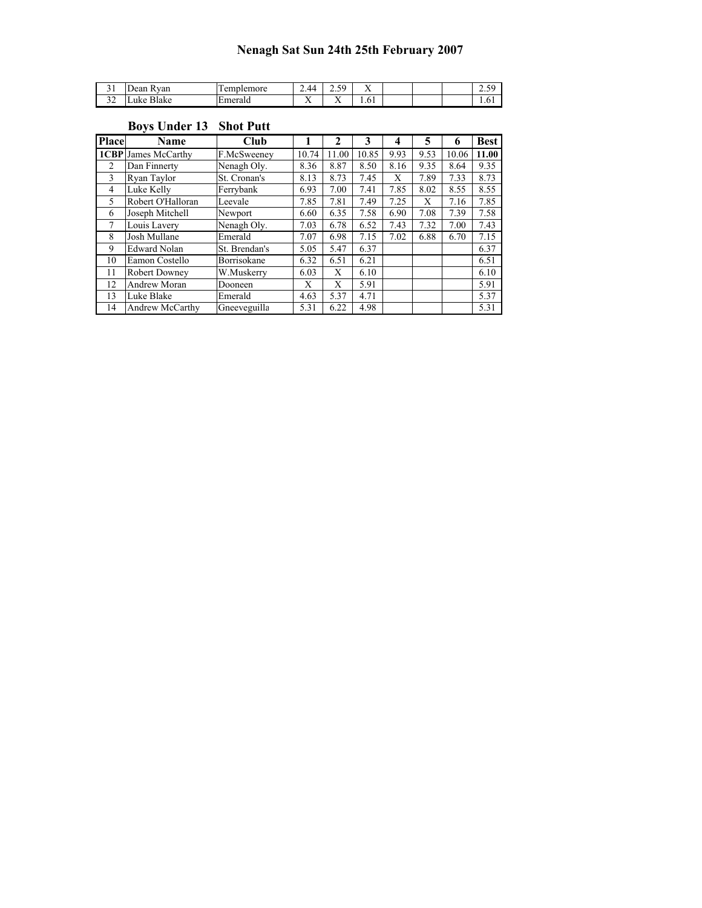# Nenagh Sat Sun 24th 25th February 2007

| | | | | | | | | | |
|---|---|---|---|---|---|---|---|---|---|
| 31 | Dean Ryan | Templemore | 2.44 | 2.59 | X | | | | 2.59 |
| 32 | Luke Blake | Emerald | X | X | 1.61 | | | | 1.61 |

## Boys Under 13 Shot Putt

| Place | Name | Club | 1 | 2 | 3 | 4 | 5 | 6 | Best |
|---|---|---|---|---|---|---|---|---|---|
| **1CBP** | James McCarthy | F.McSweeney | 10.74 | 11.00 | 10.85 | 9.93 | 9.53 | 10.06 | **11.00** |
| 2 | Dan Finnerty | Nenagh Oly. | 8.36 | 8.87 | 8.50 | 8.16 | 9.35 | 8.64 | 9.35 |
| 3 | Ryan Taylor | St. Cronan's | 8.13 | 8.73 | 7.45 | X | 7.89 | 7.33 | 8.73 |
| 4 | Luke Kelly | Ferrybank | 6.93 | 7.00 | 7.41 | 7.85 | 8.02 | 8.55 | 8.55 |
| 5 | Robert O'Halloran | Leevale | 7.85 | 7.81 | 7.49 | 7.25 | X | 7.16 | 7.85 |
| 6 | Joseph Mitchell | Newport | 6.60 | 6.35 | 7.58 | 6.90 | 7.08 | 7.39 | 7.58 |
| 7 | Louis Lavery | Nenagh Oly. | 7.03 | 6.78 | 6.52 | 7.43 | 7.32 | 7.00 | 7.43 |
| 8 | Josh Mullane | Emerald | 7.07 | 6.98 | 7.15 | 7.02 | 6.88 | 6.70 | 7.15 |
| 9 | Edward Nolan | St. Brendan's | 5.05 | 5.47 | 6.37 | | | | 6.37 |
| 10 | Eamon Costello | Borrisokane | 6.32 | 6.51 | 6.21 | | | | 6.51 |
| 11 | Robert Downey | W.Muskerry | 6.03 | X | 6.10 | | | | 6.10 |
| 12 | Andrew Moran | Dooneen | X | X | 5.91 | | | | 5.91 |
| 13 | Luke Blake | Emerald | 4.63 | 5.37 | 4.71 | | | | 5.37 |
| 14 | Andrew McCarthy | Gneeveguilla | 5.31 | 6.22 | 4.98 | | | | 5.31 |